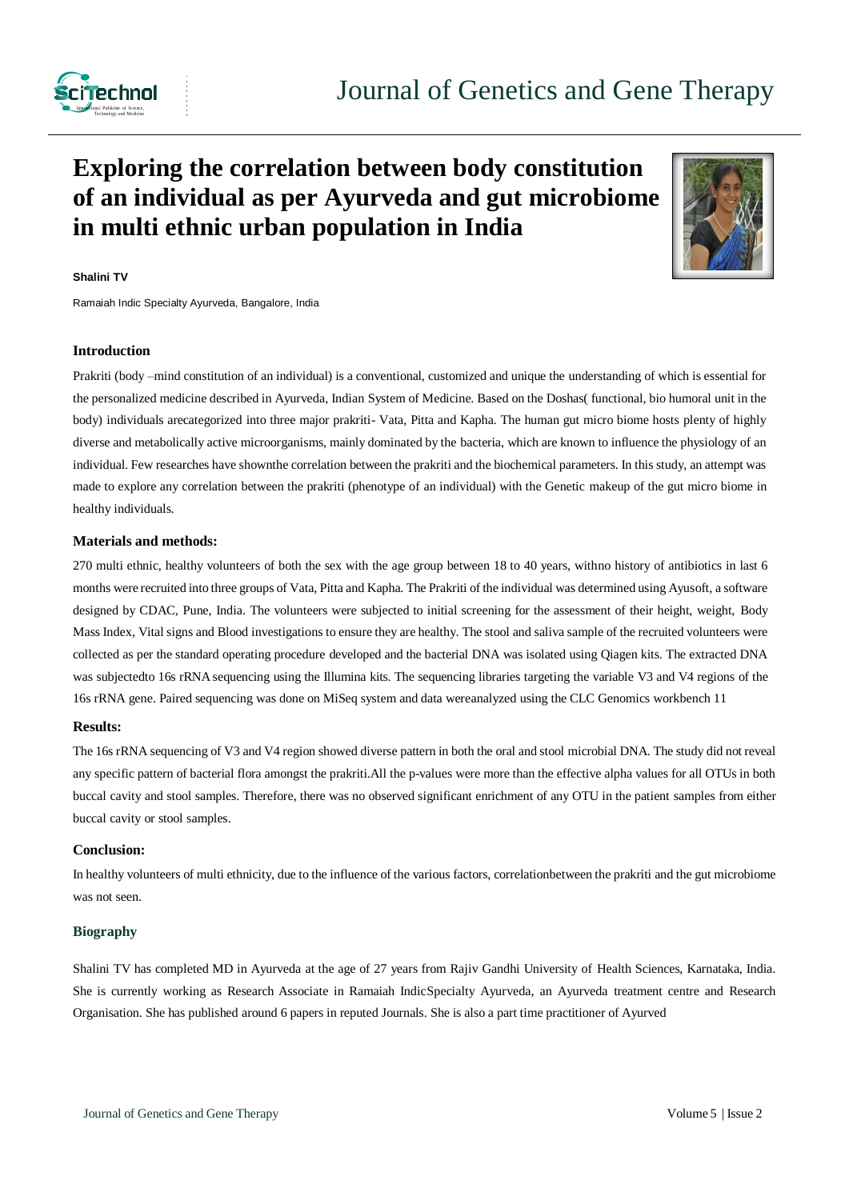# Exploring the correlation between body constitution of an individual as per Ayurveda and gut microbiome in multi ethnic urban population in India

**Shalini TV**

Ramaiah Indic Specialty Ayurveda, Bangalore, India

### Introduction

Prakriti (body –mind constitution of an individual) is a conventional, customized and unique the understanding of which is essential for the personalized medicine described in Ayurveda, Indian System of Medicine. Based on the Doshas( functional, bio humoral unit in the body) individuals arecategorized into three major prakriti- Vata, Pitta and Kapha. The human gut micro biome hosts plenty of highly diverse and metabolically active microorganisms, mainly dominated by the bacteria, which are known to influence the physiology of an individual. Few researches have shownthe correlation between the prakriti and the biochemical parameters. In this study, an attempt was made to explore any correlation between the prakriti (phenotype of an individual) with the Genetic makeup of the gut micro biome in healthy individuals.

### Materials and methods:

270 multi ethnic, healthy volunteers of both the sex with the age group between 18 to 40 years, withno history of antibiotics in last 6 months were recruited into three groups of Vata, Pitta and Kapha. The Prakriti of the individual was determined using Ayusoft, a software designed by CDAC, Pune, India. The volunteers were subjected to initial screening for the assessment of their height, weight, Body Mass Index, Vital signs and Blood investigations to ensure they are healthy. The stool and saliva sample of the recruited volunteers were collected as per the standard operating procedure developed and the bacterial DNA was isolated using Qiagen kits. The extracted DNA was subjectedto 16s rRNA sequencing using the Illumina kits. The sequencing libraries targeting the variable V3 and V4 regions of the 16s rRNA gene. Paired sequencing was done on MiSeq system and data wereanalyzed using the CLC Genomics workbench 11

### Results:

The 16s rRNA sequencing of V3 and V4 region showed diverse pattern in both the oral and stool microbial DNA. The study did not reveal any specific pattern of bacterial flora amongst the prakriti.All the p-values were more than the effective alpha values for all OTUs in both buccal cavity and stool samples. Therefore, there was no observed significant enrichment of any OTU in the patient samples from either buccal cavity or stool samples.

### Conclusion:

In healthy volunteers of multi ethnicity, due to the influence of the various factors, correlationbetween the prakriti and the gut microbiome was not seen.

### Biography

Shalini TV has completed MD in Ayurveda at the age of 27 years from Rajiv Gandhi University of Health Sciences, Karnataka, India. She is currently working as Research Associate in Ramaiah IndicSpecialty Ayurveda, an Ayurveda treatment centre and Research Organisation. She has published around 6 papers in reputed Journals. She is also a part time practitioner of Ayurved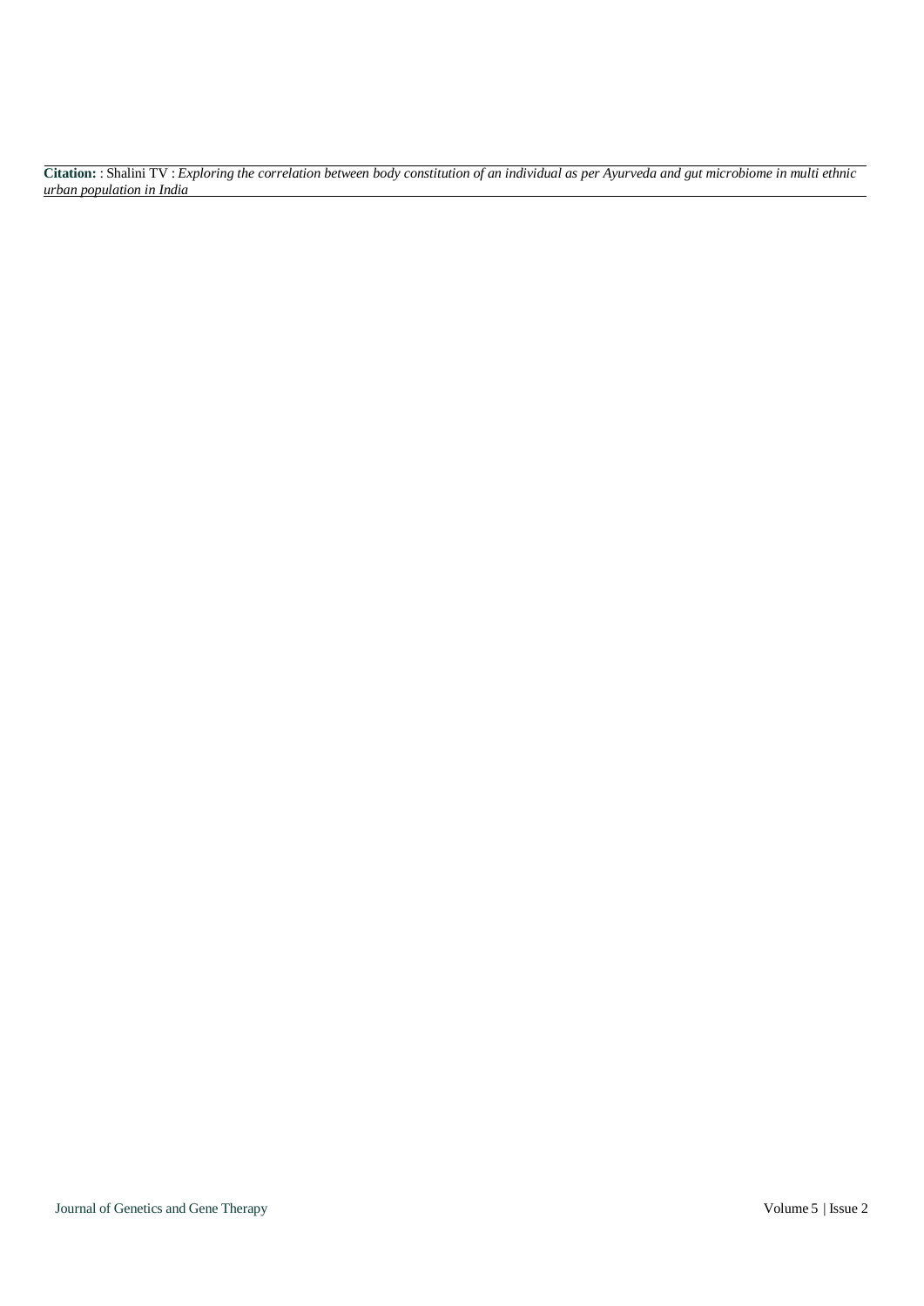**Citation:** : Shalini TV : *Exploring the correlation between body constitution of an individual as per Ayurveda and gut microbiome in multi ethnic urban population in India*